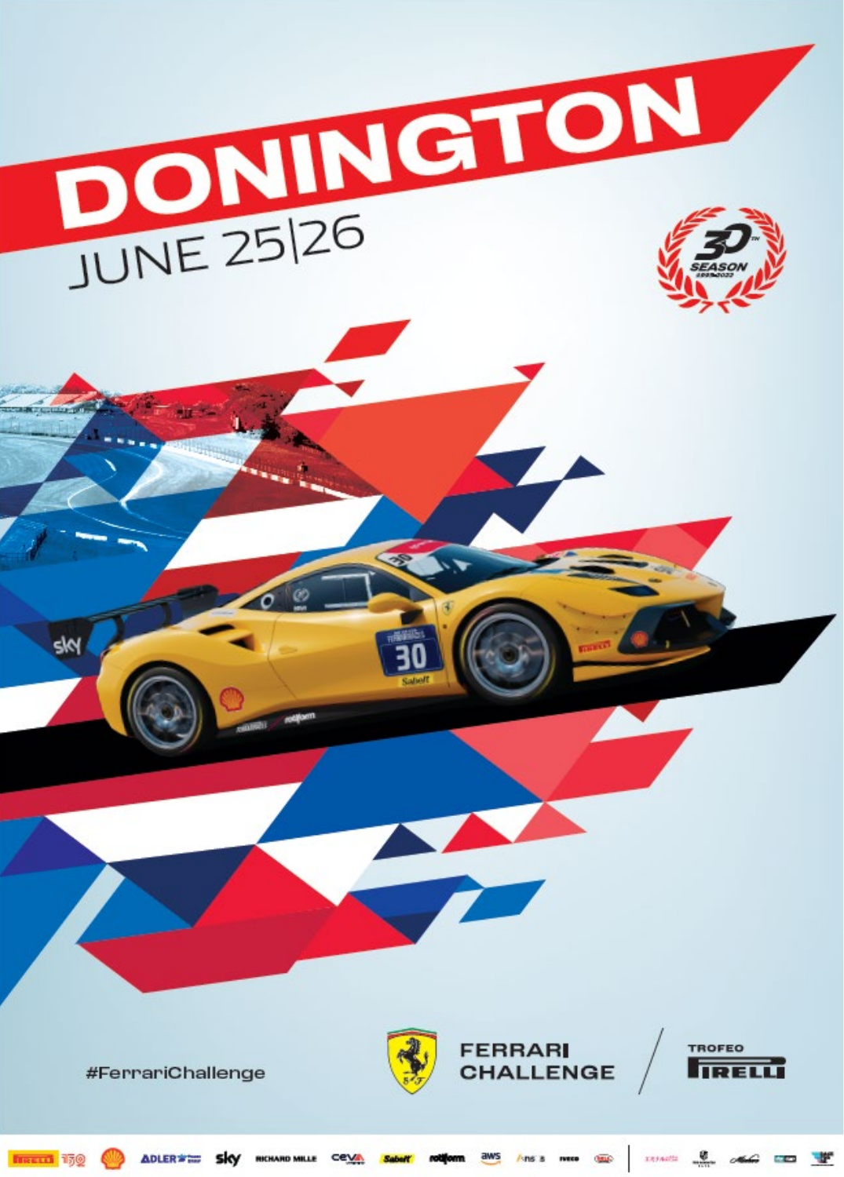# DONINGTON

JUNE 25|26

30TH SEASON 1993-2022

#FerrariChallenge

FERRARI CHALLENGE

TROFEO PIRELLI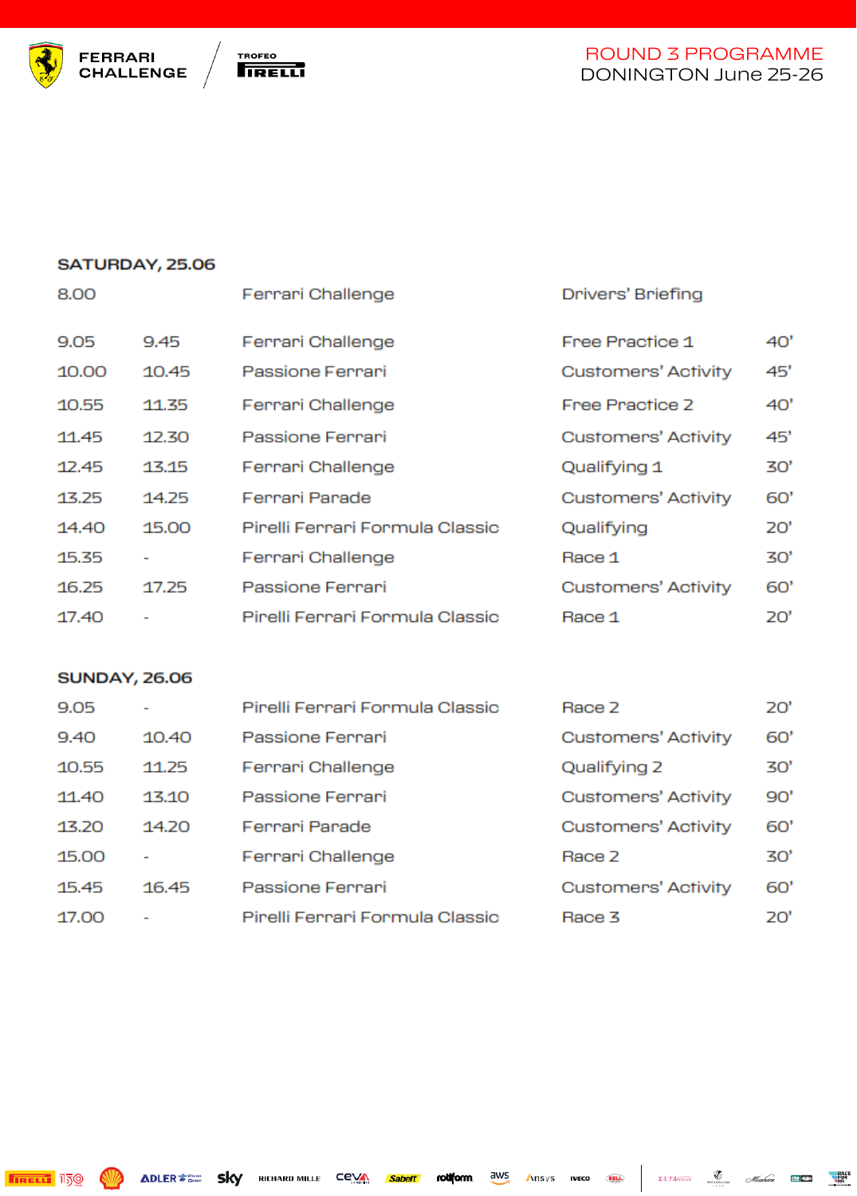FERRARI CHALLENGE | TROFEO PIRELLI

# ROUND 3 PROGRAMME

## DONINGTON June 25-26

### SATURDAY, 25.06

| Start | End | Series | Session | Duration |
|---|---|---|---|---|
| 8.00 | | Ferrari Challenge | Drivers' Briefing | |
| 9.05 | 9.45 | Ferrari Challenge | Free Practice 1 | 40' |
| 10.00 | 10.45 | Passione Ferrari | Customers' Activity | 45' |
| 10.55 | 11.35 | Ferrari Challenge | Free Practice 2 | 40' |
| 11.45 | 12.30 | Passione Ferrari | Customers' Activity | 45' |
| 12.45 | 13.15 | Ferrari Challenge | Qualifying 1 | 30' |
| 13.25 | 14.25 | Ferrari Parade | Customers' Activity | 60' |
| 14.40 | 15.00 | Pirelli Ferrari Formula Classic | Qualifying | 20' |
| 15.35 | - | Ferrari Challenge | Race 1 | 30' |
| 16.25 | 17.25 | Passione Ferrari | Customers' Activity | 60' |
| 17.40 | - | Pirelli Ferrari Formula Classic | Race 1 | 20' |

### SUNDAY, 26.06

| Start | End | Series | Session | Duration |
|---|---|---|---|---|
| 9.05 | - | Pirelli Ferrari Formula Classic | Race 2 | 20' |
| 9.40 | 10.40 | Passione Ferrari | Customers' Activity | 60' |
| 10.55 | 11.25 | Ferrari Challenge | Qualifying 2 | 30' |
| 11.40 | 13.10 | Passione Ferrari | Customers' Activity | 90' |
| 13.20 | 14.20 | Ferrari Parade | Customers' Activity | 60' |
| 15.00 | - | Ferrari Challenge | Race 2 | 30' |
| 15.45 | 16.45 | Passione Ferrari | Customers' Activity | 60' |
| 17.00 | - | Pirelli Ferrari Formula Classic | Race 3 | 20' |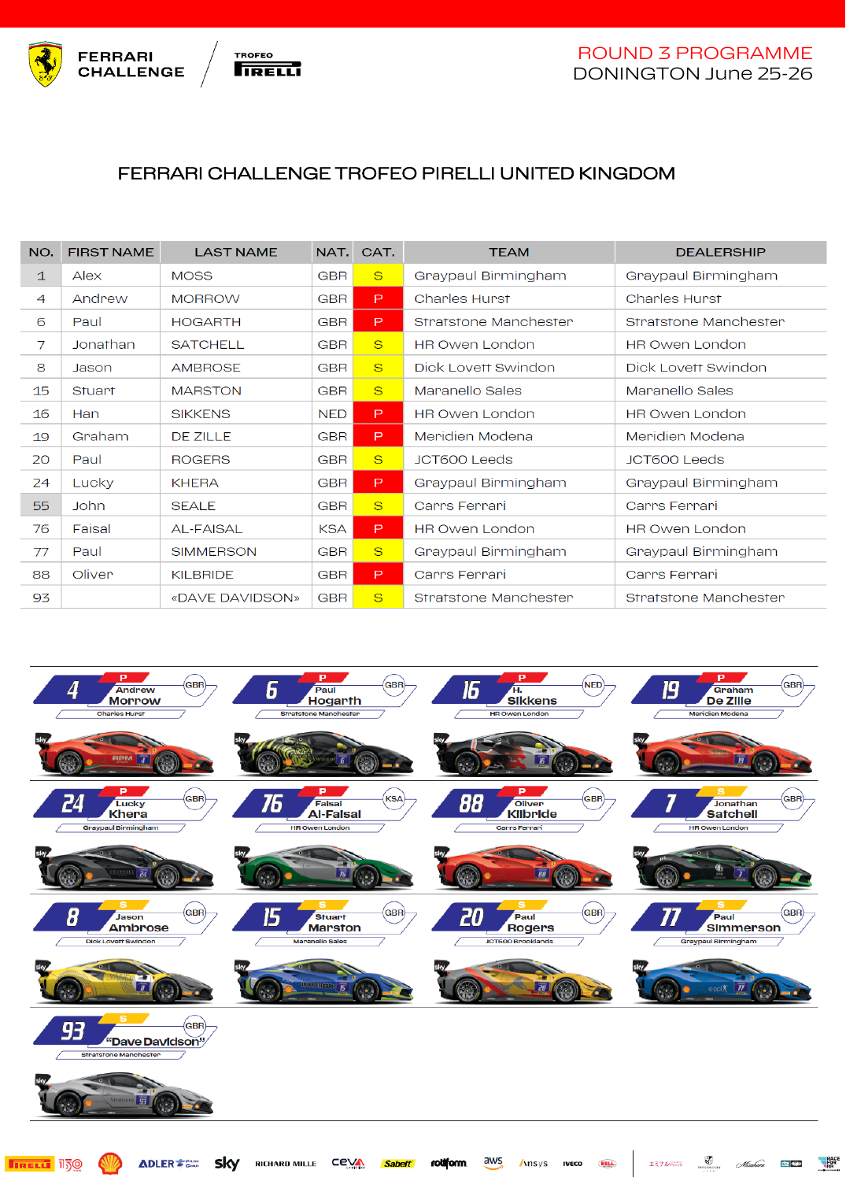FERRARI CHALLENGE | TROFEO PIRELLI

# ROUND 3 PROGRAMME
DONINGTON June 25-26

## FERRARI CHALLENGE TROFEO PIRELLI UNITED KINGDOM

| NO. | FIRST NAME | LAST NAME | NAT. | CAT. | TEAM | DEALERSHIP |
|---|---|---|---|---|---|---|
| 1 | Alex | MOSS | GBR | S | Graypaul Birmingham | Graypaul Birmingham |
| 4 | Andrew | MORROW | GBR | P | Charles Hurst | Charles Hurst |
| 6 | Paul | HOGARTH | GBR | P | Stratstone Manchester | Stratstone Manchester |
| 7 | Jonathan | SATCHELL | GBR | S | HR Owen London | HR Owen London |
| 8 | Jason | AMBROSE | GBR | S | Dick Lovett Swindon | Dick Lovett Swindon |
| 15 | Stuart | MARSTON | GBR | S | Maranello Sales | Maranello Sales |
| 16 | Han | SIKKENS | NED | P | HR Owen London | HR Owen London |
| 19 | Graham | DE ZILLE | GBR | P | Meridien Modena | Meridien Modena |
| 20 | Paul | ROGERS | GBR | S | JCT600 Leeds | JCT600 Leeds |
| 24 | Lucky | KHERA | GBR | P | Graypaul Birmingham | Graypaul Birmingham |
| 55 | John | SEALE | GBR | S | Carrs Ferrari | Carrs Ferrari |
| 76 | Faisal | AL-FAISAL | KSA | P | HR Owen London | HR Owen London |
| 77 | Paul | SIMMERSON | GBR | S | Graypaul Birmingham | Graypaul Birmingham |
| 88 | Oliver | KILBRIDE | GBR | P | Carrs Ferrari | Carrs Ferrari |
| 93 | | «DAVE DAVIDSON» | GBR | S | Stratstone Manchester | Stratstone Manchester |

4 P Andrew Morrow GBR – Charles Hurst

6 P Paul Hogarth GBR – Stratstone Manchester

16 P H. Sikkens NED – HR Owen London

19 P Graham De Zille GBR – Meridien Modena

24 P Lucky Khera GBR – Graypaul Birmingham

76 P Faisal Al-Faisal KSA – HR Owen London

88 P Oliver Kilbride GBR – Carrs Ferrari

7 S Jonathan Satchell GBR – HR Owen London

8 S Jason Ambrose GBR – Dick Lovett Swindon

15 S Stuart Marston GBR – Maranello Sales

20 S Paul Rogers GBR – JCT600 Brooklands

77 S Paul Simmerson GBR – Graypaul Birmingham

93 S "Dave Davidson" GBR – Stratstone Manchester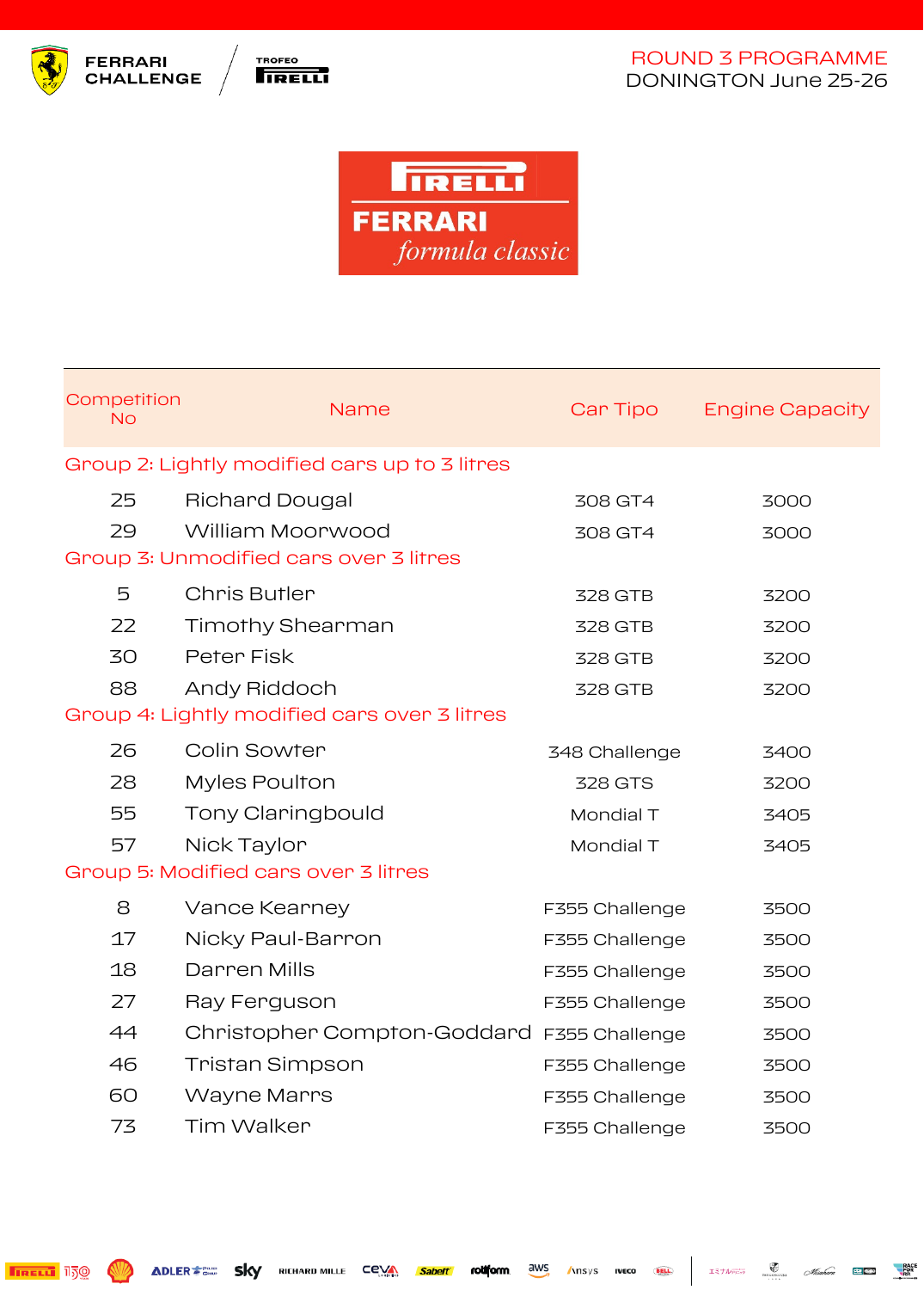FERRARI CHALLENGE / TROFEO PIRELLI

ROUND 3 PROGRAMME
DONINGTON June 25-26

# PIRELLI FERRARI *formula classic*

| Competition No | Name | Car Tipo | Engine Capacity |
|---|---|---|---|
| **Group 2: Lightly modified cars up to 3 litres** | | | |
| 25 | Richard Dougal | 308 GT4 | 3000 |
| 29 | William Moorwood | 308 GT4 | 3000 |
| **Group 3: Unmodified cars over 3 litres** | | | |
| 5 | Chris Butler | 328 GTB | 3200 |
| 22 | Timothy Shearman | 328 GTB | 3200 |
| 30 | Peter Fisk | 328 GTB | 3200 |
| 88 | Andy Riddoch | 328 GTB | 3200 |
| **Group 4: Lightly modified cars over 3 litres** | | | |
| 26 | Colin Sowter | 348 Challenge | 3400 |
| 28 | Myles Poulton | 328 GTS | 3200 |
| 55 | Tony Claringbould | Mondial T | 3405 |
| 57 | Nick Taylor | Mondial T | 3405 |
| **Group 5: Modified cars over 3 litres** | | | |
| 8 | Vance Kearney | F355 Challenge | 3500 |
| 17 | Nicky Paul-Barron | F355 Challenge | 3500 |
| 18 | Darren Mills | F355 Challenge | 3500 |
| 27 | Ray Ferguson | F355 Challenge | 3500 |
| 44 | Christopher Compton-Goddard | F355 Challenge | 3500 |
| 46 | Tristan Simpson | F355 Challenge | 3500 |
| 60 | Wayne Marrs | F355 Challenge | 3500 |
| 73 | Tim Walker | F355 Challenge | 3500 |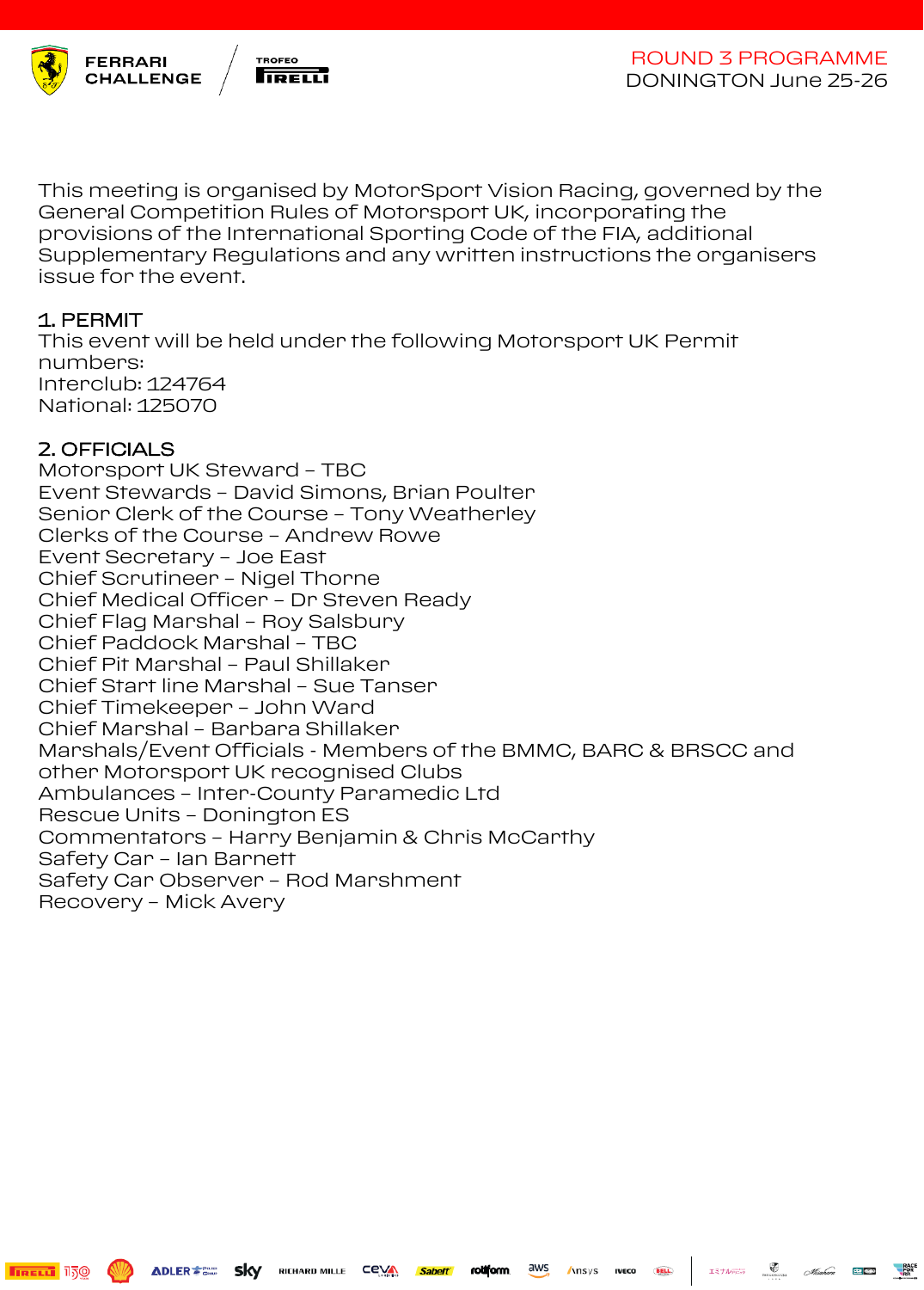This meeting is organised by MotorSport Vision Racing, governed by the General Competition Rules of Motorsport UK, incorporating the provisions of the International Sporting Code of the FIA, additional Supplementary Regulations and any written instructions the organisers issue for the event.

## 1. PERMIT

This event will be held under the following Motorsport UK Permit numbers:
Interclub: 124764
National: 125070

## 2. OFFICIALS

Motorsport UK Steward – TBC
Event Stewards – David Simons, Brian Poulter
Senior Clerk of the Course – Tony Weatherley
Clerks of the Course – Andrew Rowe
Event Secretary – Joe East
Chief Scrutineer – Nigel Thorne
Chief Medical Officer – Dr Steven Ready
Chief Flag Marshal – Roy Salsbury
Chief Paddock Marshal – TBC
Chief Pit Marshal – Paul Shillaker
Chief Start line Marshal – Sue Tanser
Chief Timekeeper – John Ward
Chief Marshal – Barbara Shillaker
Marshals/Event Officials - Members of the BMMC, BARC & BRSCC and other Motorsport UK recognised Clubs
Ambulances – Inter-County Paramedic Ltd
Rescue Units – Donington ES
Commentators – Harry Benjamin & Chris McCarthy
Safety Car – Ian Barnett
Safety Car Observer – Rod Marshment
Recovery – Mick Avery